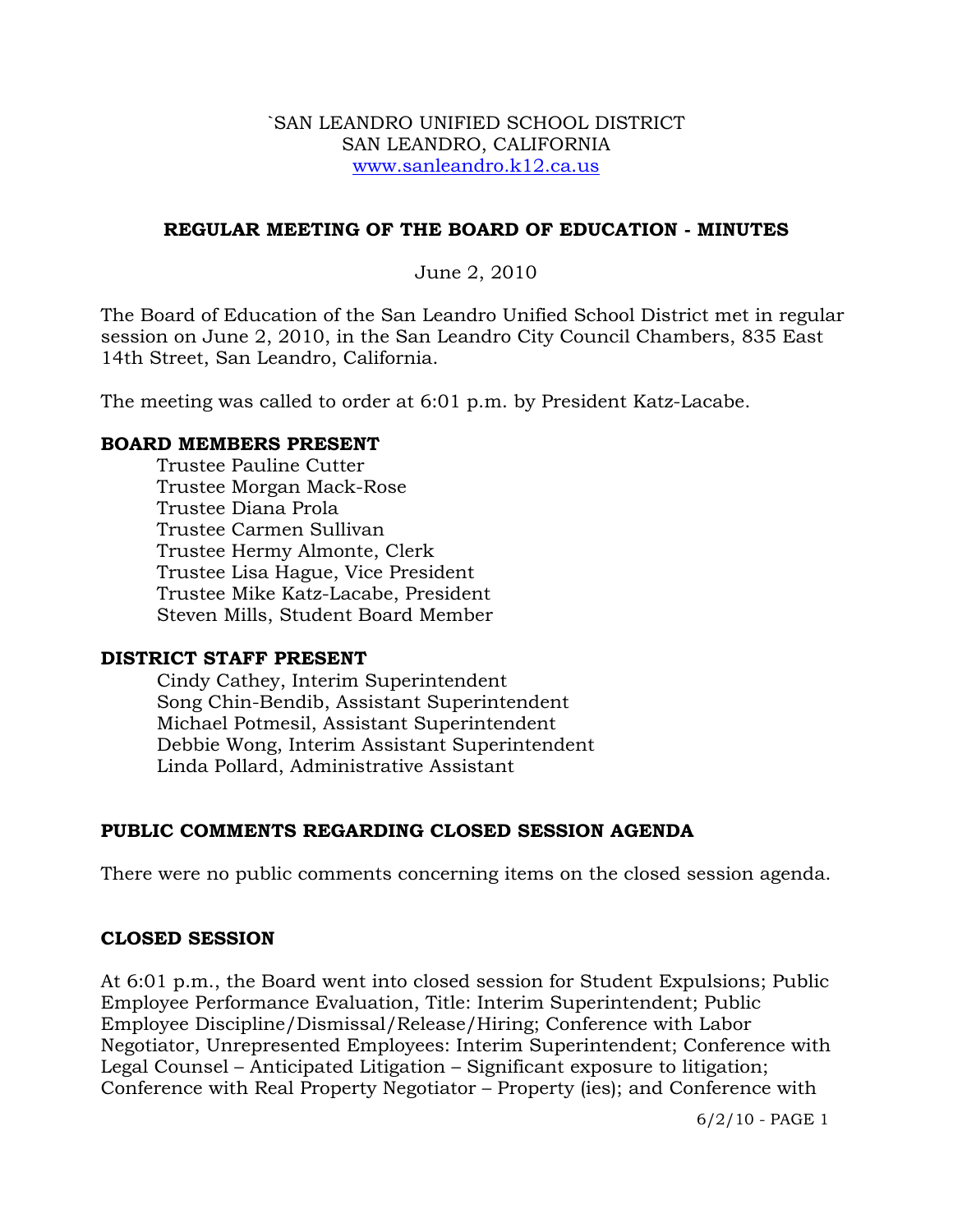`SAN LEANDRO UNIFIED SCHOOL DISTRICT
SAN LEANDRO, CALIFORNIA
www.sanleandro.k12.ca.us

## REGULAR MEETING OF THE BOARD OF EDUCATION - MINUTES

June 2, 2010

The Board of Education of the San Leandro Unified School District met in regular session on June 2, 2010, in the San Leandro City Council Chambers, 835 East 14th Street, San Leandro, California.

The meeting was called to order at 6:01 p.m. by President Katz-Lacabe.

### BOARD MEMBERS PRESENT

Trustee Pauline Cutter
Trustee Morgan Mack-Rose
Trustee Diana Prola
Trustee Carmen Sullivan
Trustee Hermy Almonte, Clerk
Trustee Lisa Hague, Vice President
Trustee Mike Katz-Lacabe, President
Steven Mills, Student Board Member

### DISTRICT STAFF PRESENT

Cindy Cathey, Interim Superintendent
Song Chin-Bendib, Assistant Superintendent
Michael Potmesil, Assistant Superintendent
Debbie Wong, Interim Assistant Superintendent
Linda Pollard, Administrative Assistant

### PUBLIC COMMENTS REGARDING CLOSED SESSION AGENDA

There were no public comments concerning items on the closed session agenda.

### CLOSED SESSION

At 6:01 p.m., the Board went into closed session for Student Expulsions; Public Employee Performance Evaluation, Title: Interim Superintendent; Public Employee Discipline/Dismissal/Release/Hiring; Conference with Labor Negotiator, Unrepresented Employees: Interim Superintendent; Conference with Legal Counsel – Anticipated Litigation – Significant exposure to litigation; Conference with Real Property Negotiator – Property (ies); and Conference with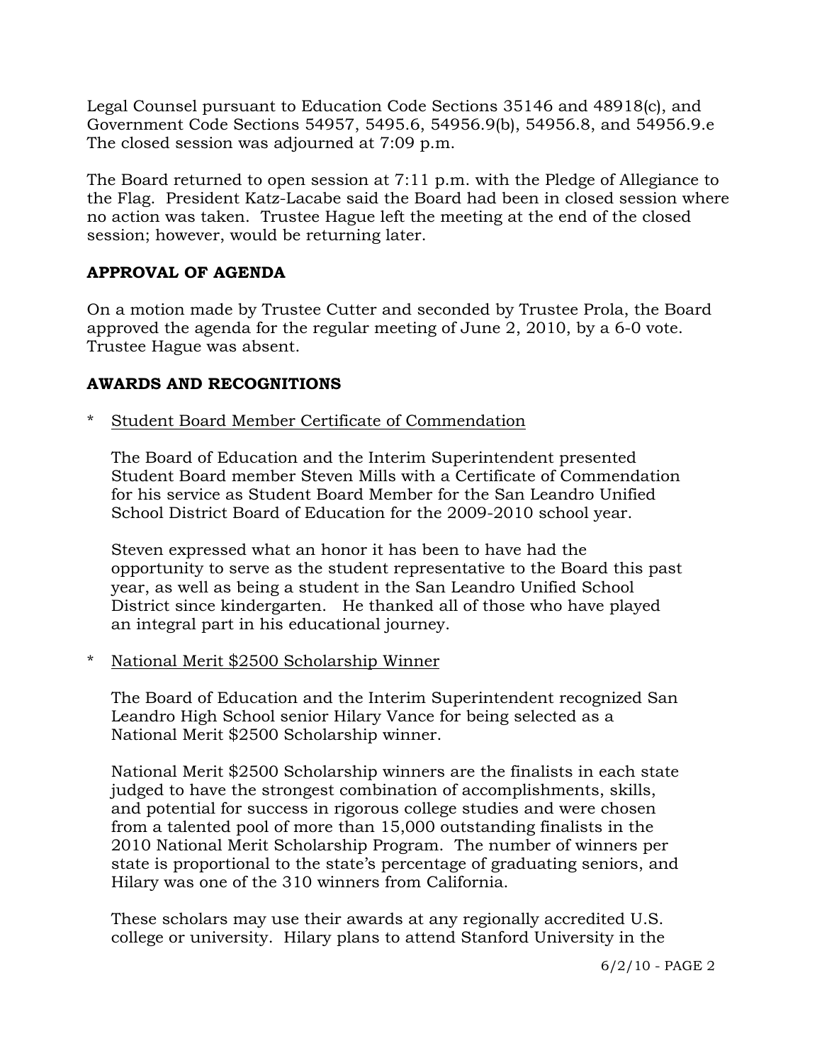Legal Counsel pursuant to Education Code Sections 35146 and 48918(c), and Government Code Sections 54957, 5495.6, 54956.9(b), 54956.8, and 54956.9.e The closed session was adjourned at 7:09 p.m.

The Board returned to open session at 7:11 p.m. with the Pledge of Allegiance to the Flag. President Katz-Lacabe said the Board had been in closed session where no action was taken. Trustee Hague left the meeting at the end of the closed session; however, would be returning later.

## APPROVAL OF AGENDA

On a motion made by Trustee Cutter and seconded by Trustee Prola, the Board approved the agenda for the regular meeting of June 2, 2010, by a 6-0 vote. Trustee Hague was absent.

## AWARDS AND RECOGNITIONS

* Student Board Member Certificate of Commendation

  The Board of Education and the Interim Superintendent presented Student Board member Steven Mills with a Certificate of Commendation for his service as Student Board Member for the San Leandro Unified School District Board of Education for the 2009-2010 school year.

  Steven expressed what an honor it has been to have had the opportunity to serve as the student representative to the Board this past year, as well as being a student in the San Leandro Unified School District since kindergarten. He thanked all of those who have played an integral part in his educational journey.

* National Merit $2500 Scholarship Winner

  The Board of Education and the Interim Superintendent recognized San Leandro High School senior Hilary Vance for being selected as a National Merit $2500 Scholarship winner.

  National Merit $2500 Scholarship winners are the finalists in each state judged to have the strongest combination of accomplishments, skills, and potential for success in rigorous college studies and were chosen from a talented pool of more than 15,000 outstanding finalists in the 2010 National Merit Scholarship Program. The number of winners per state is proportional to the state's percentage of graduating seniors, and Hilary was one of the 310 winners from California.

  These scholars may use their awards at any regionally accredited U.S. college or university. Hilary plans to attend Stanford University in the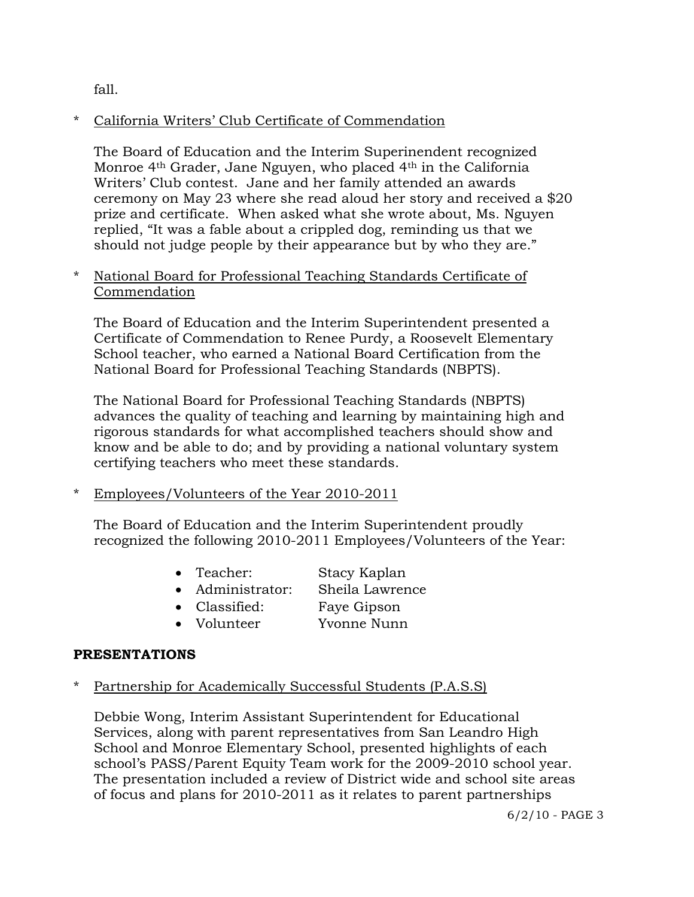fall.

* <u>California Writers' Club Certificate of Commendation</u>

  The Board of Education and the Interim Superinendent recognized Monroe 4th Grader, Jane Nguyen, who placed 4th in the California Writers' Club contest. Jane and her family attended an awards ceremony on May 23 where she read aloud her story and received a $20 prize and certificate. When asked what she wrote about, Ms. Nguyen replied, "It was a fable about a crippled dog, reminding us that we should not judge people by their appearance but by who they are."

* <u>National Board for Professional Teaching Standards Certificate of Commendation</u>

  The Board of Education and the Interim Superintendent presented a Certificate of Commendation to Renee Purdy, a Roosevelt Elementary School teacher, who earned a National Board Certification from the National Board for Professional Teaching Standards (NBPTS).

  The National Board for Professional Teaching Standards (NBPTS) advances the quality of teaching and learning by maintaining high and rigorous standards for what accomplished teachers should show and know and be able to do; and by providing a national voluntary system certifying teachers who meet these standards.

* <u>Employees/Volunteers of the Year 2010-2011</u>

  The Board of Education and the Interim Superintendent proudly recognized the following 2010-2011 Employees/Volunteers of the Year:

  - Teacher: Stacy Kaplan
  - Administrator: Sheila Lawrence
  - Classified: Faye Gipson
  - Volunteer Yvonne Nunn

## PRESENTATIONS

* <u>Partnership for Academically Successful Students (P.A.S.S)</u>

  Debbie Wong, Interim Assistant Superintendent for Educational Services, along with parent representatives from San Leandro High School and Monroe Elementary School, presented highlights of each school's PASS/Parent Equity Team work for the 2009-2010 school year. The presentation included a review of District wide and school site areas of focus and plans for 2010-2011 as it relates to parent partnerships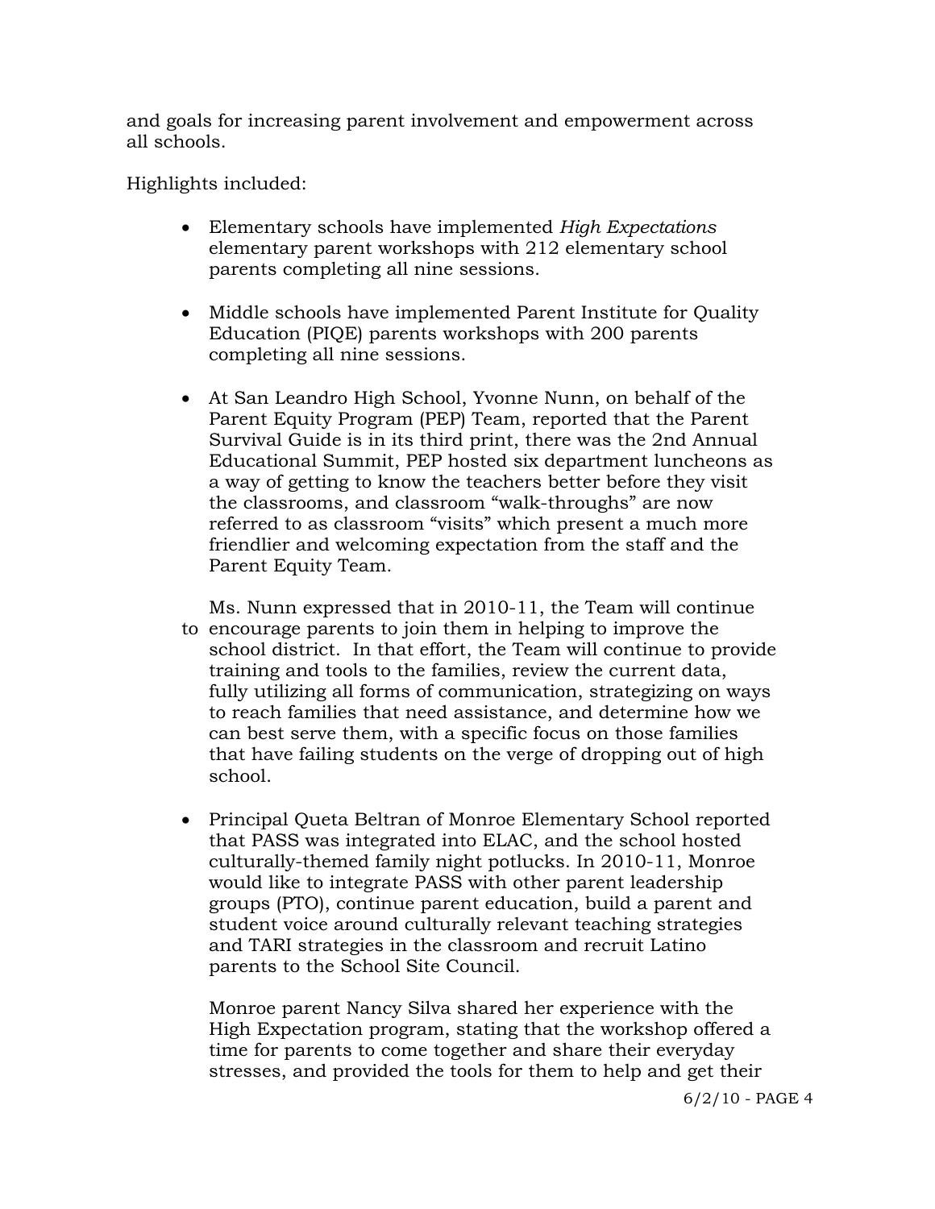and goals for increasing parent involvement and empowerment across all schools.

Highlights included:

- Elementary schools have implemented *High Expectations* elementary parent workshops with 212 elementary school parents completing all nine sessions.

- Middle schools have implemented Parent Institute for Quality Education (PIQE) parents workshops with 200 parents completing all nine sessions.

- At San Leandro High School, Yvonne Nunn, on behalf of the Parent Equity Program (PEP) Team, reported that the Parent Survival Guide is in its third print, there was the 2nd Annual Educational Summit, PEP hosted six department luncheons as a way of getting to know the teachers better before they visit the classrooms, and classroom "walk-throughs" are now referred to as classroom "visits" which present a much more friendlier and welcoming expectation from the staff and the Parent Equity Team.

  Ms. Nunn expressed that in 2010-11, the Team will continue to encourage parents to join them in helping to improve the school district. In that effort, the Team will continue to provide training and tools to the families, review the current data, fully utilizing all forms of communication, strategizing on ways to reach families that need assistance, and determine how we can best serve them, with a specific focus on those families that have failing students on the verge of dropping out of high school.

- Principal Queta Beltran of Monroe Elementary School reported that PASS was integrated into ELAC, and the school hosted culturally-themed family night potlucks. In 2010-11, Monroe would like to integrate PASS with other parent leadership groups (PTO), continue parent education, build a parent and student voice around culturally relevant teaching strategies and TARI strategies in the classroom and recruit Latino parents to the School Site Council.

  Monroe parent Nancy Silva shared her experience with the High Expectation program, stating that the workshop offered a time for parents to come together and share their everyday stresses, and provided the tools for them to help and get their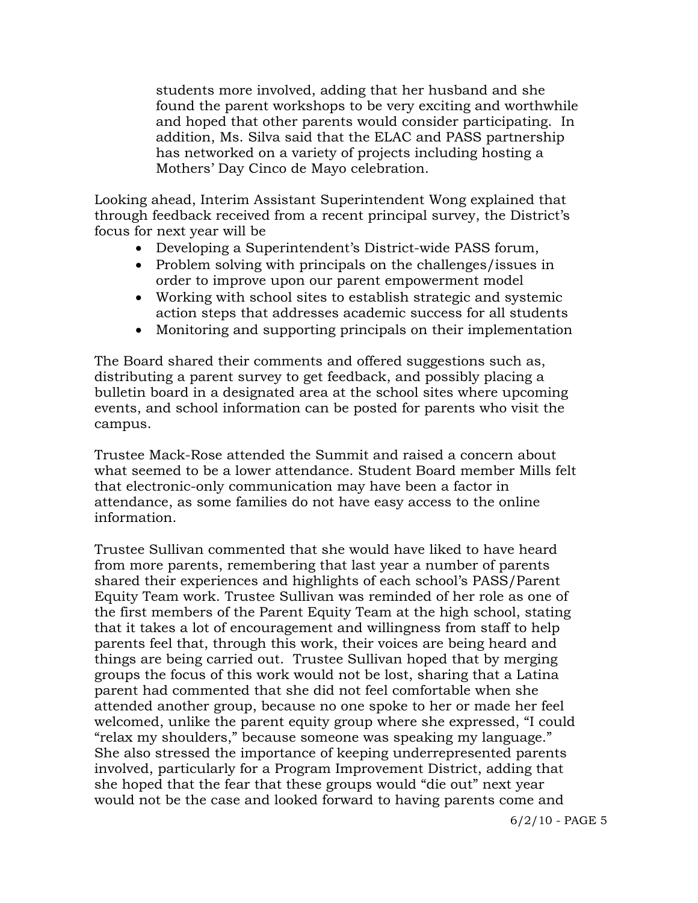students more involved, adding that her husband and she found the parent workshops to be very exciting and worthwhile and hoped that other parents would consider participating. In addition, Ms. Silva said that the ELAC and PASS partnership has networked on a variety of projects including hosting a Mothers' Day Cinco de Mayo celebration.

Looking ahead, Interim Assistant Superintendent Wong explained that through feedback received from a recent principal survey, the District's focus for next year will be

- Developing a Superintendent's District-wide PASS forum,
- Problem solving with principals on the challenges/issues in order to improve upon our parent empowerment model
- Working with school sites to establish strategic and systemic action steps that addresses academic success for all students
- Monitoring and supporting principals on their implementation

The Board shared their comments and offered suggestions such as, distributing a parent survey to get feedback, and possibly placing a bulletin board in a designated area at the school sites where upcoming events, and school information can be posted for parents who visit the campus.

Trustee Mack-Rose attended the Summit and raised a concern about what seemed to be a lower attendance. Student Board member Mills felt that electronic-only communication may have been a factor in attendance, as some families do not have easy access to the online information.

Trustee Sullivan commented that she would have liked to have heard from more parents, remembering that last year a number of parents shared their experiences and highlights of each school's PASS/Parent Equity Team work. Trustee Sullivan was reminded of her role as one of the first members of the Parent Equity Team at the high school, stating that it takes a lot of encouragement and willingness from staff to help parents feel that, through this work, their voices are being heard and things are being carried out. Trustee Sullivan hoped that by merging groups the focus of this work would not be lost, sharing that a Latina parent had commented that she did not feel comfortable when she attended another group, because no one spoke to her or made her feel welcomed, unlike the parent equity group where she expressed, "I could "relax my shoulders," because someone was speaking my language." She also stressed the importance of keeping underrepresented parents involved, particularly for a Program Improvement District, adding that she hoped that the fear that these groups would "die out" next year would not be the case and looked forward to having parents come and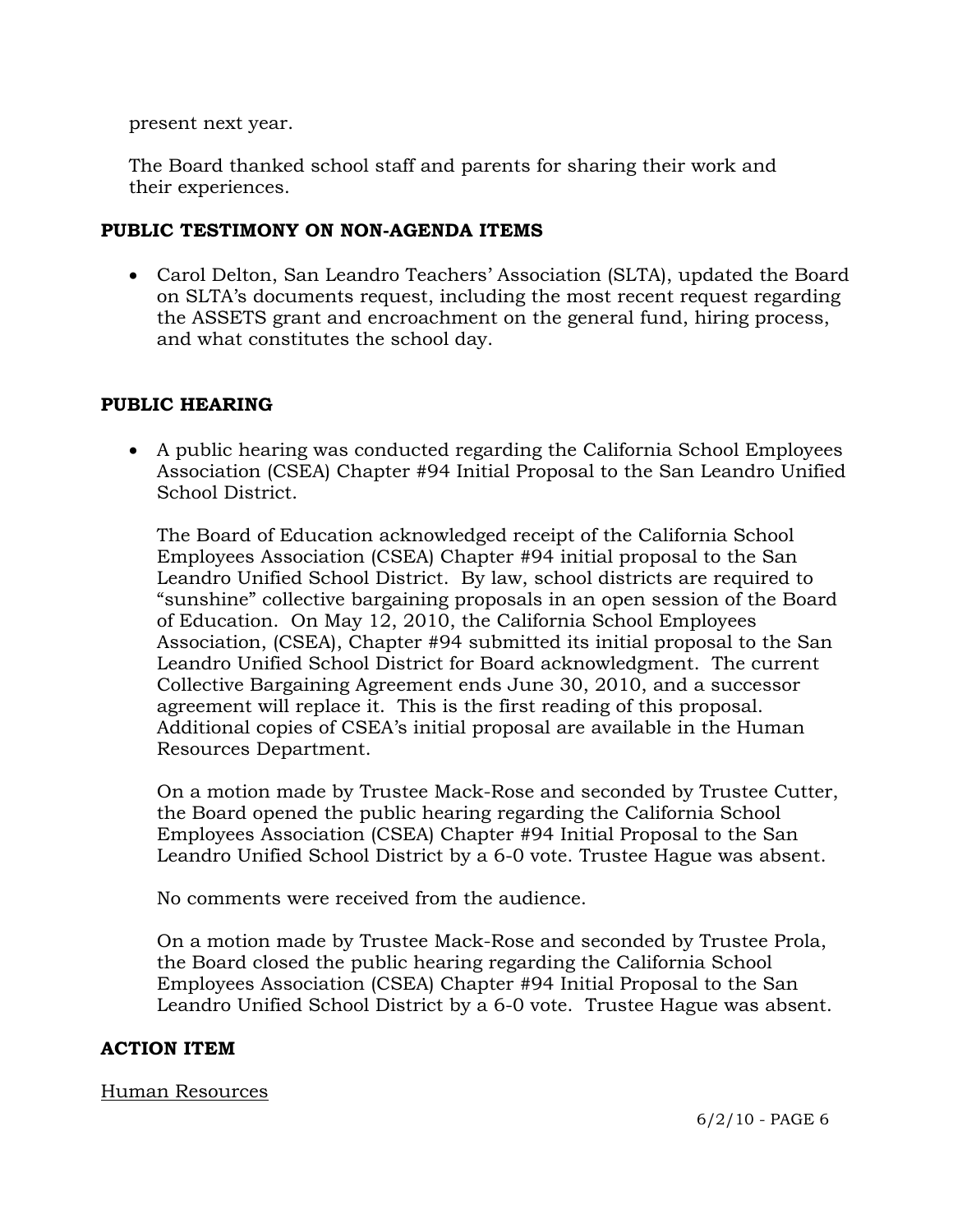present next year.

The Board thanked school staff and parents for sharing their work and their experiences.

**PUBLIC TESTIMONY ON NON-AGENDA ITEMS**

- Carol Delton, San Leandro Teachers' Association (SLTA), updated the Board on SLTA's documents request, including the most recent request regarding the ASSETS grant and encroachment on the general fund, hiring process, and what constitutes the school day.

**PUBLIC HEARING**

- A public hearing was conducted regarding the California School Employees Association (CSEA) Chapter #94 Initial Proposal to the San Leandro Unified School District.

  The Board of Education acknowledged receipt of the California School Employees Association (CSEA) Chapter #94 initial proposal to the San Leandro Unified School District. By law, school districts are required to "sunshine" collective bargaining proposals in an open session of the Board of Education. On May 12, 2010, the California School Employees Association, (CSEA), Chapter #94 submitted its initial proposal to the San Leandro Unified School District for Board acknowledgment. The current Collective Bargaining Agreement ends June 30, 2010, and a successor agreement will replace it. This is the first reading of this proposal. Additional copies of CSEA's initial proposal are available in the Human Resources Department.

  On a motion made by Trustee Mack-Rose and seconded by Trustee Cutter, the Board opened the public hearing regarding the California School Employees Association (CSEA) Chapter #94 Initial Proposal to the San Leandro Unified School District by a 6-0 vote. Trustee Hague was absent.

  No comments were received from the audience.

  On a motion made by Trustee Mack-Rose and seconded by Trustee Prola, the Board closed the public hearing regarding the California School Employees Association (CSEA) Chapter #94 Initial Proposal to the San Leandro Unified School District by a 6-0 vote. Trustee Hague was absent.

**ACTION ITEM**

Human Resources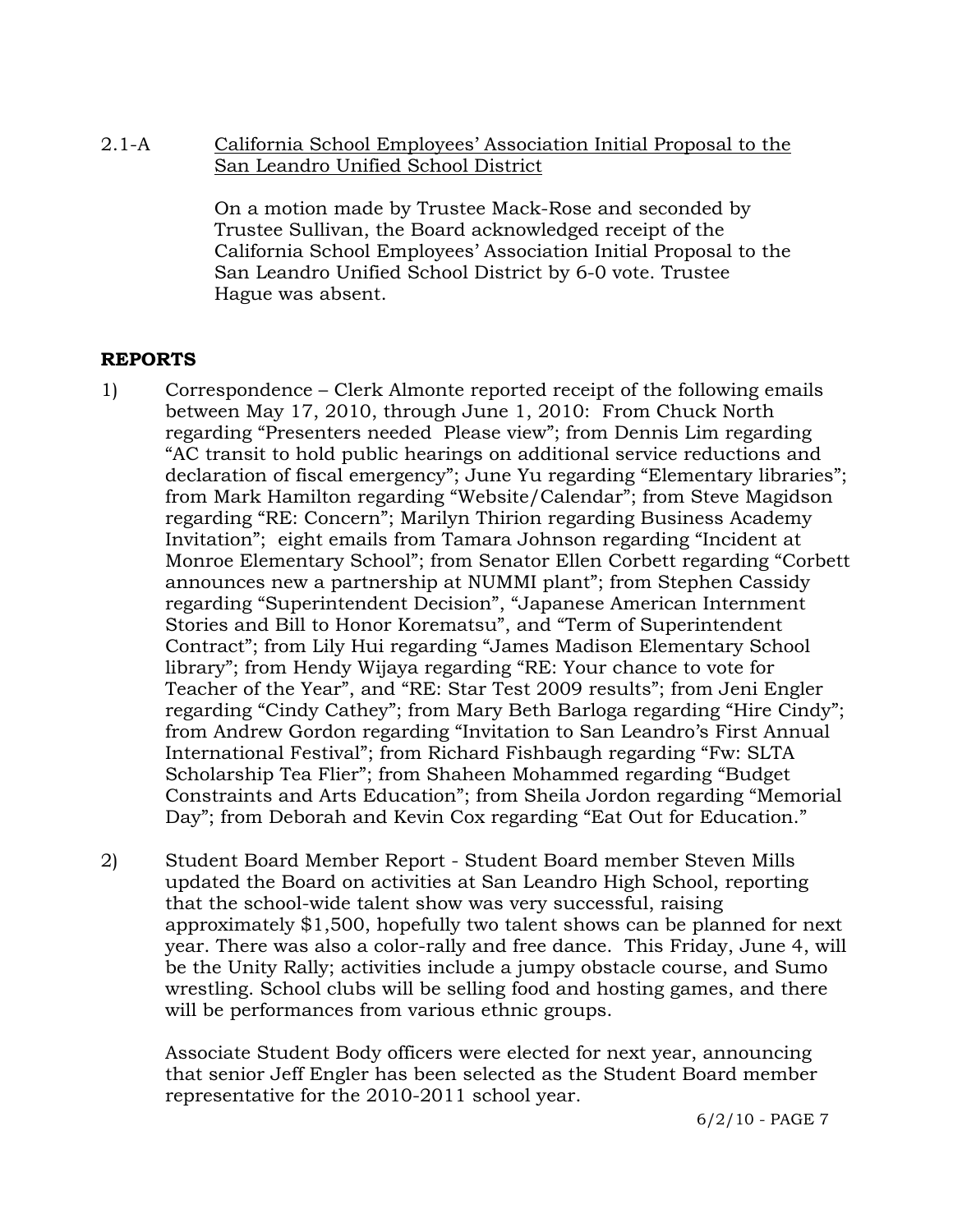2.1-A California School Employees' Association Initial Proposal to the San Leandro Unified School District

On a motion made by Trustee Mack-Rose and seconded by Trustee Sullivan, the Board acknowledged receipt of the California School Employees' Association Initial Proposal to the San Leandro Unified School District by 6-0 vote. Trustee Hague was absent.

## REPORTS

1) Correspondence – Clerk Almonte reported receipt of the following emails between May 17, 2010, through June 1, 2010: From Chuck North regarding "Presenters needed Please view"; from Dennis Lim regarding "AC transit to hold public hearings on additional service reductions and declaration of fiscal emergency"; June Yu regarding "Elementary libraries"; from Mark Hamilton regarding "Website/Calendar"; from Steve Magidson regarding "RE: Concern"; Marilyn Thirion regarding Business Academy Invitation"; eight emails from Tamara Johnson regarding "Incident at Monroe Elementary School"; from Senator Ellen Corbett regarding "Corbett announces new a partnership at NUMMI plant"; from Stephen Cassidy regarding "Superintendent Decision", "Japanese American Internment Stories and Bill to Honor Korematsu", and "Term of Superintendent Contract"; from Lily Hui regarding "James Madison Elementary School library"; from Hendy Wijaya regarding "RE: Your chance to vote for Teacher of the Year", and "RE: Star Test 2009 results"; from Jeni Engler regarding "Cindy Cathey"; from Mary Beth Barloga regarding "Hire Cindy"; from Andrew Gordon regarding "Invitation to San Leandro's First Annual International Festival"; from Richard Fishbaugh regarding "Fw: SLTA Scholarship Tea Flier"; from Shaheen Mohammed regarding "Budget Constraints and Arts Education"; from Sheila Jordon regarding "Memorial Day"; from Deborah and Kevin Cox regarding "Eat Out for Education."

2) Student Board Member Report - Student Board member Steven Mills updated the Board on activities at San Leandro High School, reporting that the school-wide talent show was very successful, raising approximately $1,500, hopefully two talent shows can be planned for next year. There was also a color-rally and free dance. This Friday, June 4, will be the Unity Rally; activities include a jumpy obstacle course, and Sumo wrestling. School clubs will be selling food and hosting games, and there will be performances from various ethnic groups.

   Associate Student Body officers were elected for next year, announcing that senior Jeff Engler has been selected as the Student Board member representative for the 2010-2011 school year.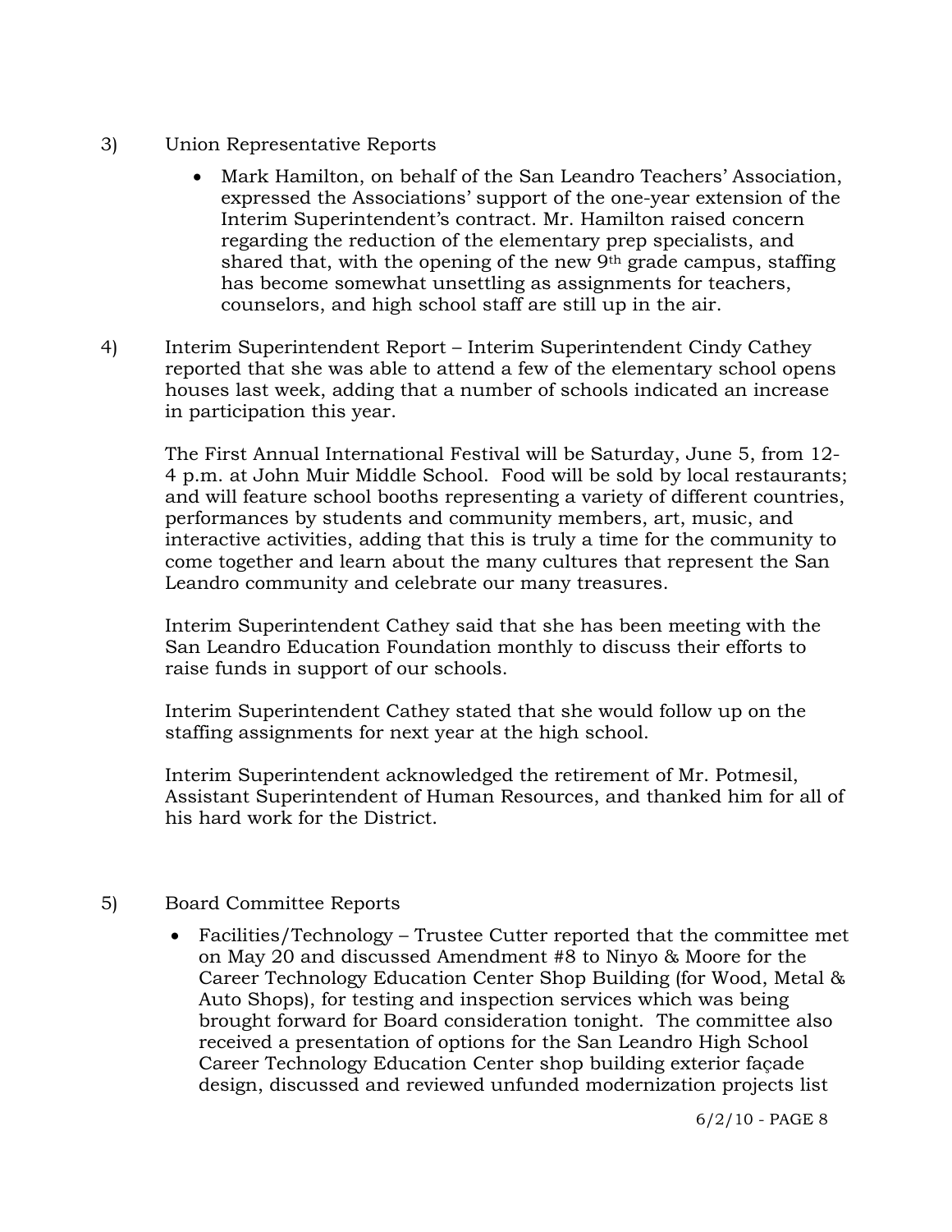3) Union Representative Reports

- Mark Hamilton, on behalf of the San Leandro Teachers' Association, expressed the Associations' support of the one-year extension of the Interim Superintendent's contract. Mr. Hamilton raised concern regarding the reduction of the elementary prep specialists, and shared that, with the opening of the new 9th grade campus, staffing has become somewhat unsettling as assignments for teachers, counselors, and high school staff are still up in the air.

4) Interim Superintendent Report – Interim Superintendent Cindy Cathey reported that she was able to attend a few of the elementary school opens houses last week, adding that a number of schools indicated an increase in participation this year.

The First Annual International Festival will be Saturday, June 5, from 12-4 p.m. at John Muir Middle School. Food will be sold by local restaurants; and will feature school booths representing a variety of different countries, performances by students and community members, art, music, and interactive activities, adding that this is truly a time for the community to come together and learn about the many cultures that represent the San Leandro community and celebrate our many treasures.

Interim Superintendent Cathey said that she has been meeting with the San Leandro Education Foundation monthly to discuss their efforts to raise funds in support of our schools.

Interim Superintendent Cathey stated that she would follow up on the staffing assignments for next year at the high school.

Interim Superintendent acknowledged the retirement of Mr. Potmesil, Assistant Superintendent of Human Resources, and thanked him for all of his hard work for the District.

5) Board Committee Reports

- Facilities/Technology – Trustee Cutter reported that the committee met on May 20 and discussed Amendment #8 to Ninyo & Moore for the Career Technology Education Center Shop Building (for Wood, Metal & Auto Shops), for testing and inspection services which was being brought forward for Board consideration tonight. The committee also received a presentation of options for the San Leandro High School Career Technology Education Center shop building exterior façade design, discussed and reviewed unfunded modernization projects list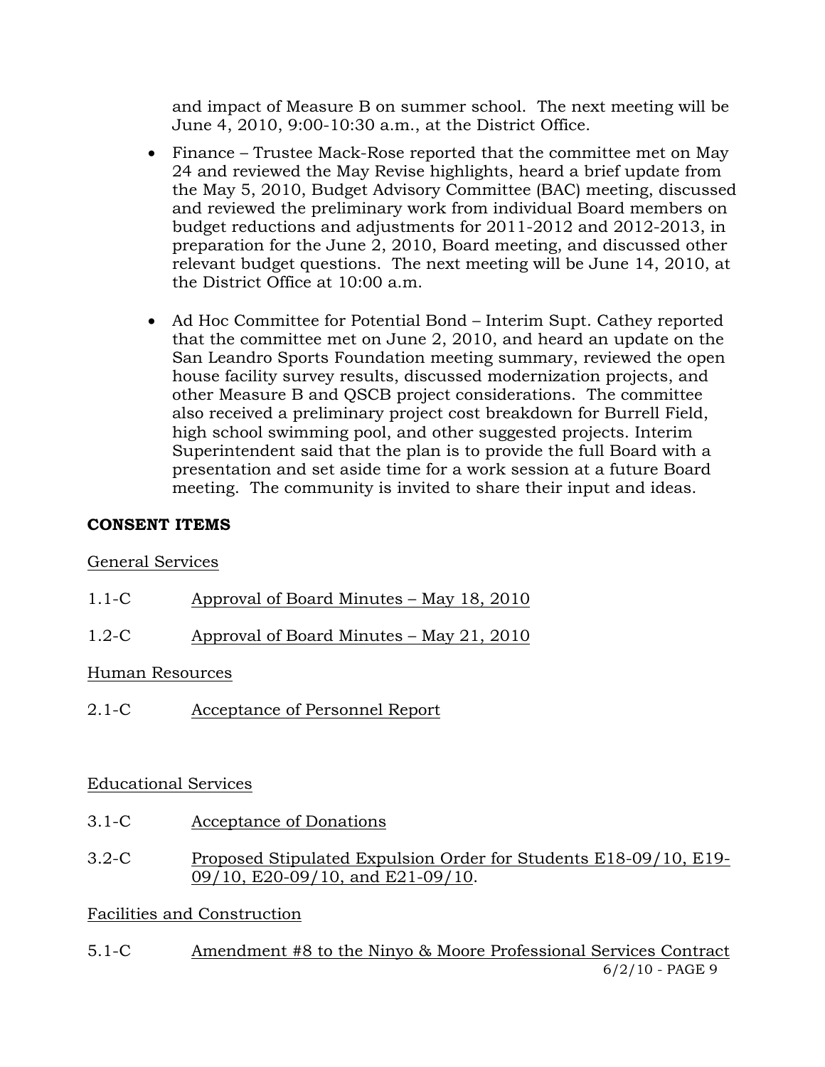and impact of Measure B on summer school. The next meeting will be June 4, 2010, 9:00-10:30 a.m., at the District Office.

- Finance – Trustee Mack-Rose reported that the committee met on May 24 and reviewed the May Revise highlights, heard a brief update from the May 5, 2010, Budget Advisory Committee (BAC) meeting, discussed and reviewed the preliminary work from individual Board members on budget reductions and adjustments for 2011-2012 and 2012-2013, in preparation for the June 2, 2010, Board meeting, and discussed other relevant budget questions. The next meeting will be June 14, 2010, at the District Office at 10:00 a.m.

- Ad Hoc Committee for Potential Bond – Interim Supt. Cathey reported that the committee met on June 2, 2010, and heard an update on the San Leandro Sports Foundation meeting summary, reviewed the open house facility survey results, discussed modernization projects, and other Measure B and QSCB project considerations. The committee also received a preliminary project cost breakdown for Burrell Field, high school swimming pool, and other suggested projects. Interim Superintendent said that the plan is to provide the full Board with a presentation and set aside time for a work session at a future Board meeting. The community is invited to share their input and ideas.

## CONSENT ITEMS

General Services

1.1-C Approval of Board Minutes – May 18, 2010

1.2-C Approval of Board Minutes – May 21, 2010

Human Resources

2.1-C Acceptance of Personnel Report

Educational Services

3.1-C Acceptance of Donations

3.2-C Proposed Stipulated Expulsion Order for Students E18-09/10, E19-09/10, E20-09/10, and E21-09/10.

Facilities and Construction

5.1-C Amendment #8 to the Ninyo & Moore Professional Services Contract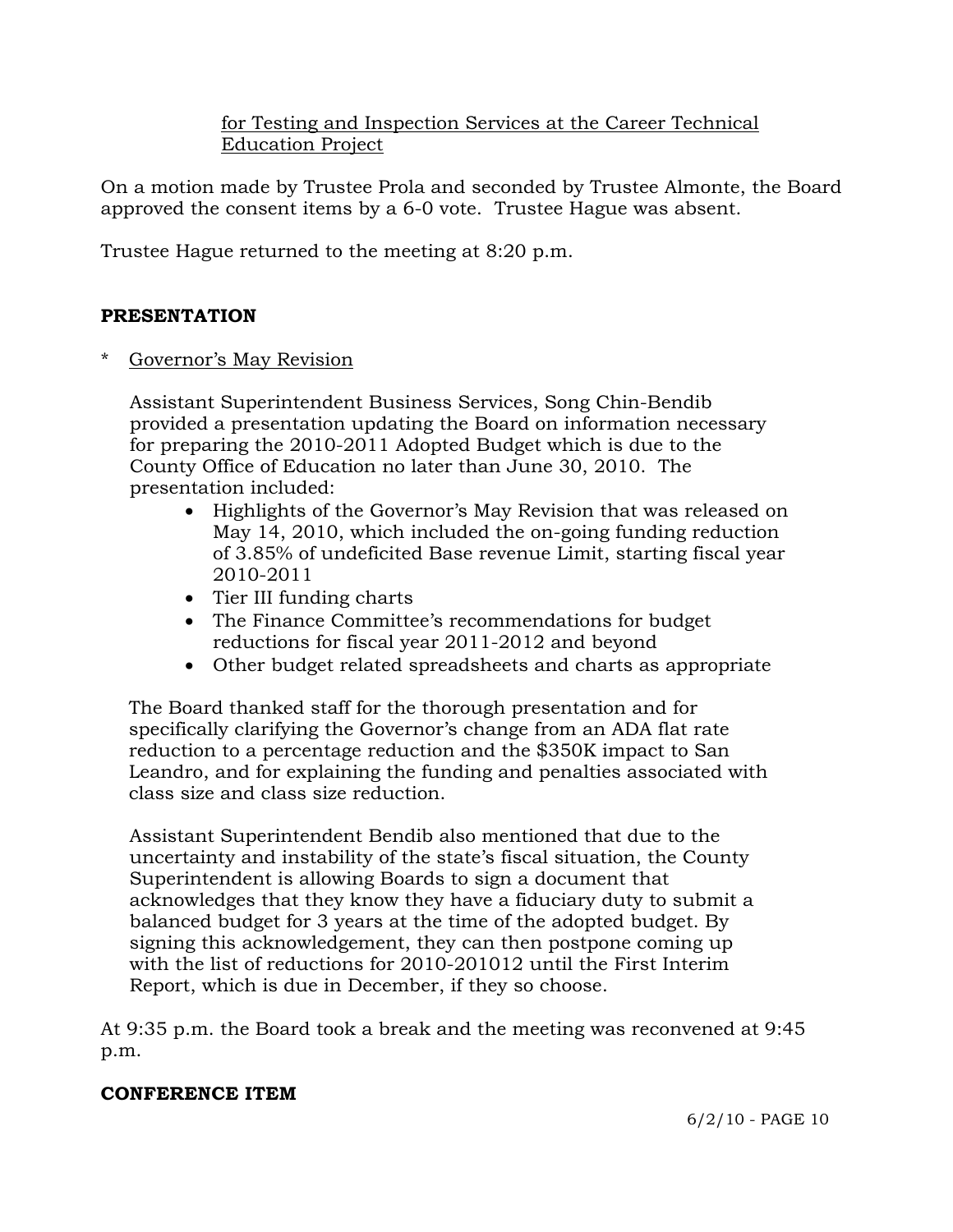for Testing and Inspection Services at the Career Technical Education Project

On a motion made by Trustee Prola and seconded by Trustee Almonte, the Board approved the consent items by a 6-0 vote. Trustee Hague was absent.

Trustee Hague returned to the meeting at 8:20 p.m.

**PRESENTATION**

* Governor's May Revision

Assistant Superintendent Business Services, Song Chin-Bendib provided a presentation updating the Board on information necessary for preparing the 2010-2011 Adopted Budget which is due to the County Office of Education no later than June 30, 2010. The presentation included:

- Highlights of the Governor's May Revision that was released on May 14, 2010, which included the on-going funding reduction of 3.85% of undeficited Base revenue Limit, starting fiscal year 2010-2011
- Tier III funding charts
- The Finance Committee's recommendations for budget reductions for fiscal year 2011-2012 and beyond
- Other budget related spreadsheets and charts as appropriate

The Board thanked staff for the thorough presentation and for specifically clarifying the Governor's change from an ADA flat rate reduction to a percentage reduction and the $350K impact to San Leandro, and for explaining the funding and penalties associated with class size and class size reduction.

Assistant Superintendent Bendib also mentioned that due to the uncertainty and instability of the state's fiscal situation, the County Superintendent is allowing Boards to sign a document that acknowledges that they know they have a fiduciary duty to submit a balanced budget for 3 years at the time of the adopted budget. By signing this acknowledgement, they can then postpone coming up with the list of reductions for 2010-201012 until the First Interim Report, which is due in December, if they so choose.

At 9:35 p.m. the Board took a break and the meeting was reconvened at 9:45 p.m.

**CONFERENCE ITEM**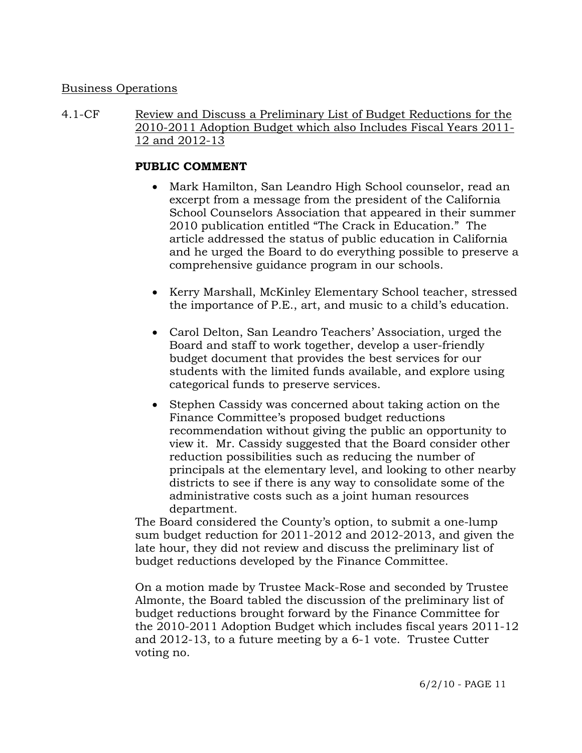Business Operations

4.1-CF Review and Discuss a Preliminary List of Budget Reductions for the 2010-2011 Adoption Budget which also Includes Fiscal Years 2011-12 and 2012-13

**PUBLIC COMMENT**

- Mark Hamilton, San Leandro High School counselor, read an excerpt from a message from the president of the California School Counselors Association that appeared in their summer 2010 publication entitled "The Crack in Education." The article addressed the status of public education in California and he urged the Board to do everything possible to preserve a comprehensive guidance program in our schools.

- Kerry Marshall, McKinley Elementary School teacher, stressed the importance of P.E., art, and music to a child's education.

- Carol Delton, San Leandro Teachers' Association, urged the Board and staff to work together, develop a user-friendly budget document that provides the best services for our students with the limited funds available, and explore using categorical funds to preserve services.

- Stephen Cassidy was concerned about taking action on the Finance Committee's proposed budget reductions recommendation without giving the public an opportunity to view it. Mr. Cassidy suggested that the Board consider other reduction possibilities such as reducing the number of principals at the elementary level, and looking to other nearby districts to see if there is any way to consolidate some of the administrative costs such as a joint human resources department.

The Board considered the County's option, to submit a one-lump sum budget reduction for 2011-2012 and 2012-2013, and given the late hour, they did not review and discuss the preliminary list of budget reductions developed by the Finance Committee.

On a motion made by Trustee Mack-Rose and seconded by Trustee Almonte, the Board tabled the discussion of the preliminary list of budget reductions brought forward by the Finance Committee for the 2010-2011 Adoption Budget which includes fiscal years 2011-12 and 2012-13, to a future meeting by a 6-1 vote. Trustee Cutter voting no.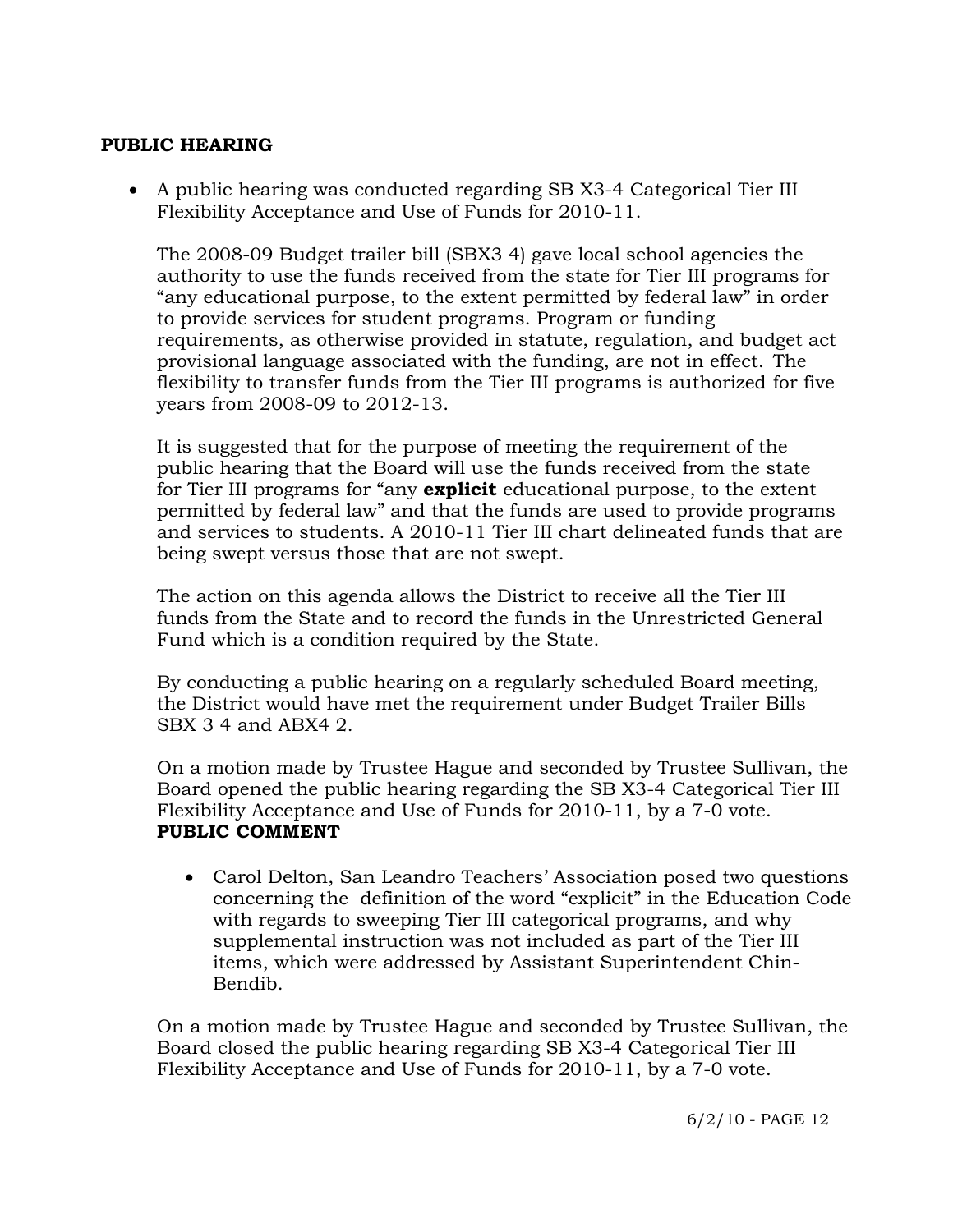**PUBLIC HEARING**

- A public hearing was conducted regarding SB X3-4 Categorical Tier III Flexibility Acceptance and Use of Funds for 2010-11.

  The 2008-09 Budget trailer bill (SBX3 4) gave local school agencies the authority to use the funds received from the state for Tier III programs for "any educational purpose, to the extent permitted by federal law" in order to provide services for student programs. Program or funding requirements, as otherwise provided in statute, regulation, and budget act provisional language associated with the funding, are not in effect. The flexibility to transfer funds from the Tier III programs is authorized for five years from 2008-09 to 2012-13.

  It is suggested that for the purpose of meeting the requirement of the public hearing that the Board will use the funds received from the state for Tier III programs for "any **explicit** educational purpose, to the extent permitted by federal law" and that the funds are used to provide programs and services to students. A 2010-11 Tier III chart delineated funds that are being swept versus those that are not swept.

  The action on this agenda allows the District to receive all the Tier III funds from the State and to record the funds in the Unrestricted General Fund which is a condition required by the State.

  By conducting a public hearing on a regularly scheduled Board meeting, the District would have met the requirement under Budget Trailer Bills SBX 3 4 and ABX4 2.

  On a motion made by Trustee Hague and seconded by Trustee Sullivan, the Board opened the public hearing regarding the SB X3-4 Categorical Tier III Flexibility Acceptance and Use of Funds for 2010-11, by a 7-0 vote.

  **PUBLIC COMMENT**

  - Carol Delton, San Leandro Teachers' Association posed two questions concerning the definition of the word "explicit" in the Education Code with regards to sweeping Tier III categorical programs, and why supplemental instruction was not included as part of the Tier III items, which were addressed by Assistant Superintendent Chin-Bendib.

  On a motion made by Trustee Hague and seconded by Trustee Sullivan, the Board closed the public hearing regarding SB X3-4 Categorical Tier III Flexibility Acceptance and Use of Funds for 2010-11, by a 7-0 vote.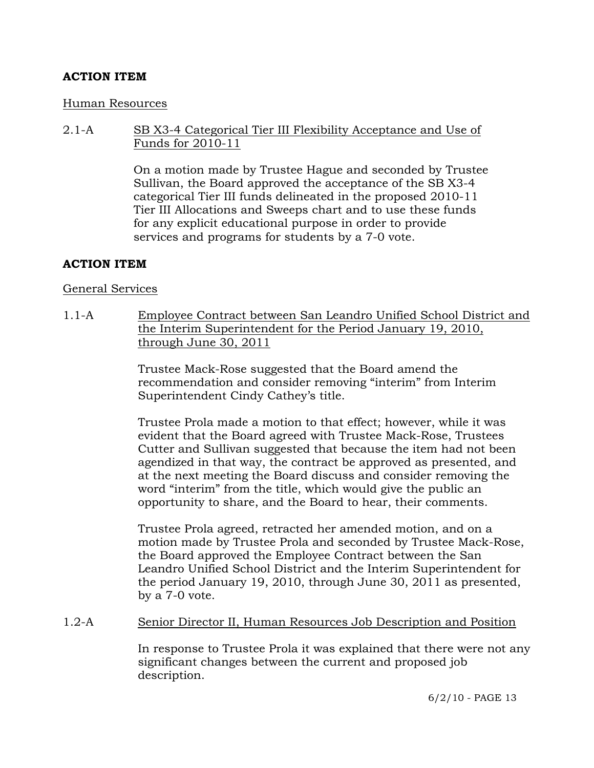**ACTION ITEM**

Human Resources

2.1-A SB X3-4 Categorical Tier III Flexibility Acceptance and Use of Funds for 2010-11

On a motion made by Trustee Hague and seconded by Trustee Sullivan, the Board approved the acceptance of the SB X3-4 categorical Tier III funds delineated in the proposed 2010-11 Tier III Allocations and Sweeps chart and to use these funds for any explicit educational purpose in order to provide services and programs for students by a 7-0 vote.

**ACTION ITEM**

General Services

1.1-A Employee Contract between San Leandro Unified School District and the Interim Superintendent for the Period January 19, 2010, through June 30, 2011

Trustee Mack-Rose suggested that the Board amend the recommendation and consider removing "interim" from Interim Superintendent Cindy Cathey's title.

Trustee Prola made a motion to that effect; however, while it was evident that the Board agreed with Trustee Mack-Rose, Trustees Cutter and Sullivan suggested that because the item had not been agendized in that way, the contract be approved as presented, and at the next meeting the Board discuss and consider removing the word "interim" from the title, which would give the public an opportunity to share, and the Board to hear, their comments.

Trustee Prola agreed, retracted her amended motion, and on a motion made by Trustee Prola and seconded by Trustee Mack-Rose, the Board approved the Employee Contract between the San Leandro Unified School District and the Interim Superintendent for the period January 19, 2010, through June 30, 2011 as presented, by a 7-0 vote.

1.2-A Senior Director II, Human Resources Job Description and Position

In response to Trustee Prola it was explained that there were not any significant changes between the current and proposed job description.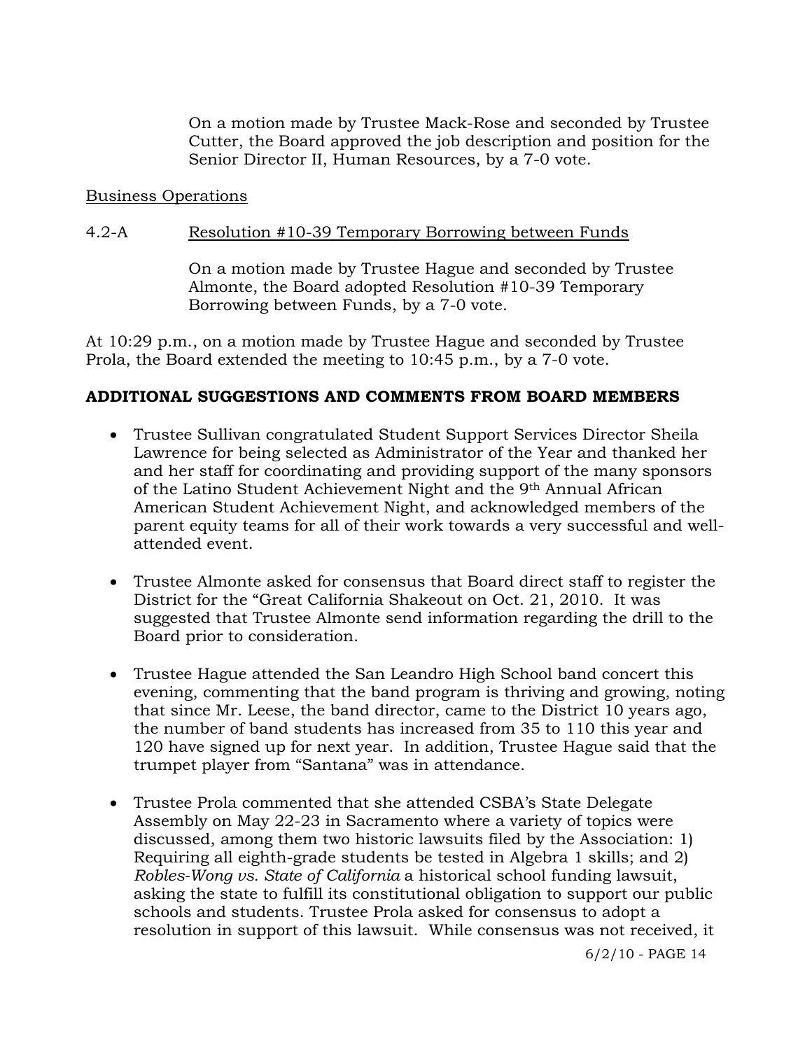On a motion made by Trustee Mack-Rose and seconded by Trustee Cutter, the Board approved the job description and position for the Senior Director II, Human Resources, by a 7-0 vote.

Business Operations

4.2-A Resolution #10-39 Temporary Borrowing between Funds

On a motion made by Trustee Hague and seconded by Trustee Almonte, the Board adopted Resolution #10-39 Temporary Borrowing between Funds, by a 7-0 vote.

At 10:29 p.m., on a motion made by Trustee Hague and seconded by Trustee Prola, the Board extended the meeting to 10:45 p.m., by a 7-0 vote.

**ADDITIONAL SUGGESTIONS AND COMMENTS FROM BOARD MEMBERS**

- Trustee Sullivan congratulated Student Support Services Director Sheila Lawrence for being selected as Administrator of the Year and thanked her and her staff for coordinating and providing support of the many sponsors of the Latino Student Achievement Night and the 9th Annual African American Student Achievement Night, and acknowledged members of the parent equity teams for all of their work towards a very successful and well-attended event.

- Trustee Almonte asked for consensus that Board direct staff to register the District for the "Great California Shakeout on Oct. 21, 2010. It was suggested that Trustee Almonte send information regarding the drill to the Board prior to consideration.

- Trustee Hague attended the San Leandro High School band concert this evening, commenting that the band program is thriving and growing, noting that since Mr. Leese, the band director, came to the District 10 years ago, the number of band students has increased from 35 to 110 this year and 120 have signed up for next year. In addition, Trustee Hague said that the trumpet player from "Santana" was in attendance.

- Trustee Prola commented that she attended CSBA's State Delegate Assembly on May 22-23 in Sacramento where a variety of topics were discussed, among them two historic lawsuits filed by the Association: 1) Requiring all eighth-grade students be tested in Algebra 1 skills; and 2) *Robles-Wong vs. State of California* a historical school funding lawsuit, asking the state to fulfill its constitutional obligation to support our public schools and students. Trustee Prola asked for consensus to adopt a resolution in support of this lawsuit. While consensus was not received, it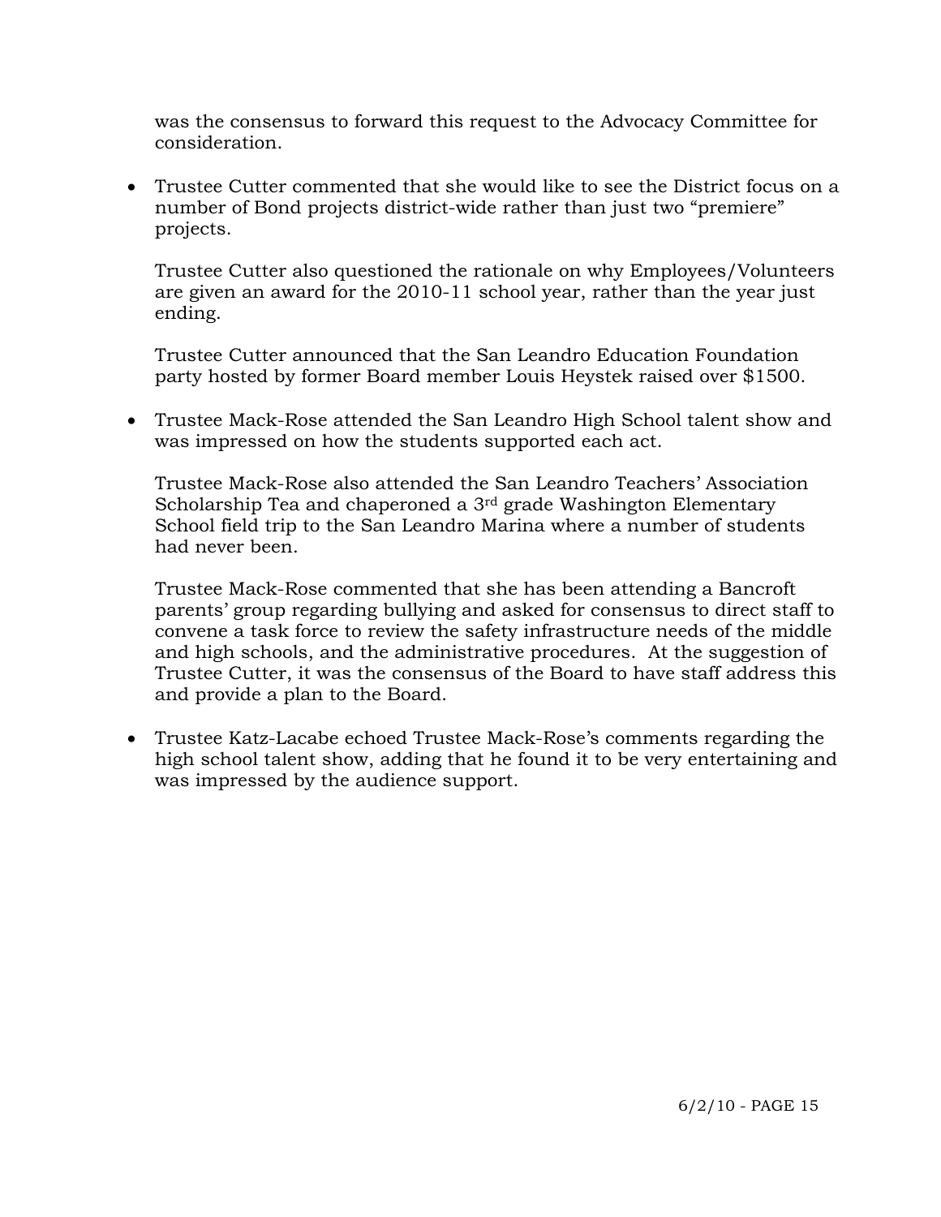was the consensus to forward this request to the Advocacy Committee for consideration.

- Trustee Cutter commented that she would like to see the District focus on a number of Bond projects district-wide rather than just two "premiere" projects.

  Trustee Cutter also questioned the rationale on why Employees/Volunteers are given an award for the 2010-11 school year, rather than the year just ending.

  Trustee Cutter announced that the San Leandro Education Foundation party hosted by former Board member Louis Heystek raised over $1500.

- Trustee Mack-Rose attended the San Leandro High School talent show and was impressed on how the students supported each act.

  Trustee Mack-Rose also attended the San Leandro Teachers' Association Scholarship Tea and chaperoned a 3rd grade Washington Elementary School field trip to the San Leandro Marina where a number of students had never been.

  Trustee Mack-Rose commented that she has been attending a Bancroft parents' group regarding bullying and asked for consensus to direct staff to convene a task force to review the safety infrastructure needs of the middle and high schools, and the administrative procedures. At the suggestion of Trustee Cutter, it was the consensus of the Board to have staff address this and provide a plan to the Board.

- Trustee Katz-Lacabe echoed Trustee Mack-Rose's comments regarding the high school talent show, adding that he found it to be very entertaining and was impressed by the audience support.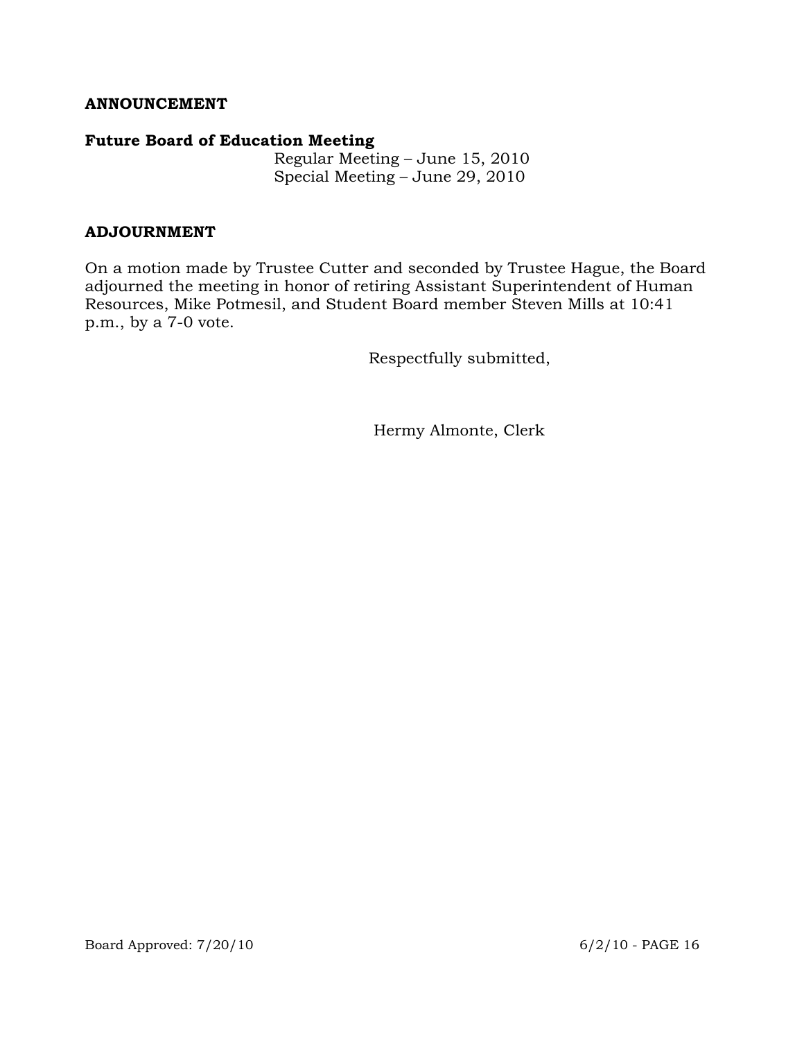**ANNOUNCEMENT**

**Future Board of Education Meeting**

Regular Meeting – June 15, 2010
Special Meeting – June 29, 2010

**ADJOURNMENT**

On a motion made by Trustee Cutter and seconded by Trustee Hague, the Board adjourned the meeting in honor of retiring Assistant Superintendent of Human Resources, Mike Potmesil, and Student Board member Steven Mills at 10:41 p.m., by a 7-0 vote.

Respectfully submitted,

Hermy Almonte, Clerk